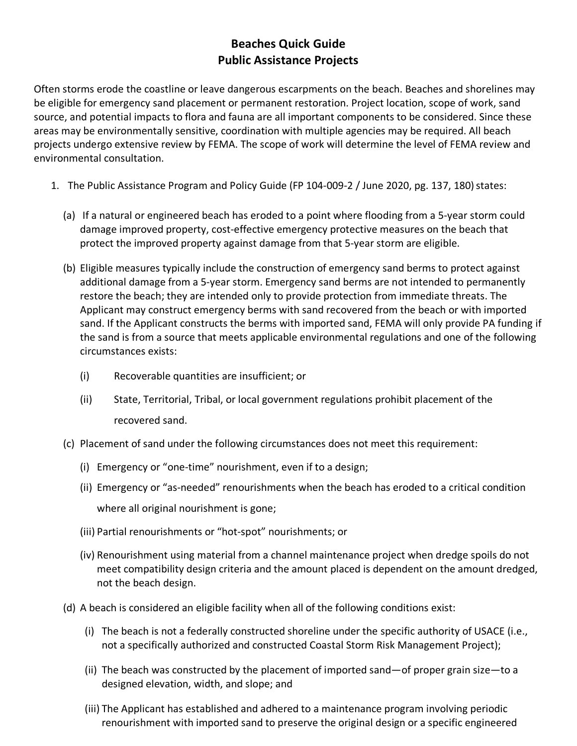# Beaches Quick Guide
# Public Assistance Projects

Often storms erode the coastline or leave dangerous escarpments on the beach. Beaches and shorelines may be eligible for emergency sand placement or permanent restoration. Project location, scope of work, sand source, and potential impacts to flora and fauna are all important components to be considered. Since these areas may be environmentally sensitive, coordination with multiple agencies may be required. All beach projects undergo extensive review by FEMA. The scope of work will determine the level of FEMA review and environmental consultation.

1. The Public Assistance Program and Policy Guide (FP 104-009-2 / June 2020, pg. 137, 180) states:

   (a) If a natural or engineered beach has eroded to a point where flooding from a 5-year storm could damage improved property, cost-effective emergency protective measures on the beach that protect the improved property against damage from that 5-year storm are eligible.

   (b) Eligible measures typically include the construction of emergency sand berms to protect against additional damage from a 5-year storm. Emergency sand berms are not intended to permanently restore the beach; they are intended only to provide protection from immediate threats. The Applicant may construct emergency berms with sand recovered from the beach or with imported sand. If the Applicant constructs the berms with imported sand, FEMA will only provide PA funding if the sand is from a source that meets applicable environmental regulations and one of the following circumstances exists:

      (i) Recoverable quantities are insufficient; or

      (ii) State, Territorial, Tribal, or local government regulations prohibit placement of the recovered sand.

   (c) Placement of sand under the following circumstances does not meet this requirement:

      (i) Emergency or "one-time" nourishment, even if to a design;

      (ii) Emergency or "as-needed" renourishments when the beach has eroded to a critical condition where all original nourishment is gone;

      (iii) Partial renourishments or "hot-spot" nourishments; or

      (iv) Renourishment using material from a channel maintenance project when dredge spoils do not meet compatibility design criteria and the amount placed is dependent on the amount dredged, not the beach design.

   (d) A beach is considered an eligible facility when all of the following conditions exist:

      (i) The beach is not a federally constructed shoreline under the specific authority of USACE (i.e., not a specifically authorized and constructed Coastal Storm Risk Management Project);

      (ii) The beach was constructed by the placement of imported sand—of proper grain size—to a designed elevation, width, and slope; and

      (iii) The Applicant has established and adhered to a maintenance program involving periodic renourishment with imported sand to preserve the original design or a specific engineered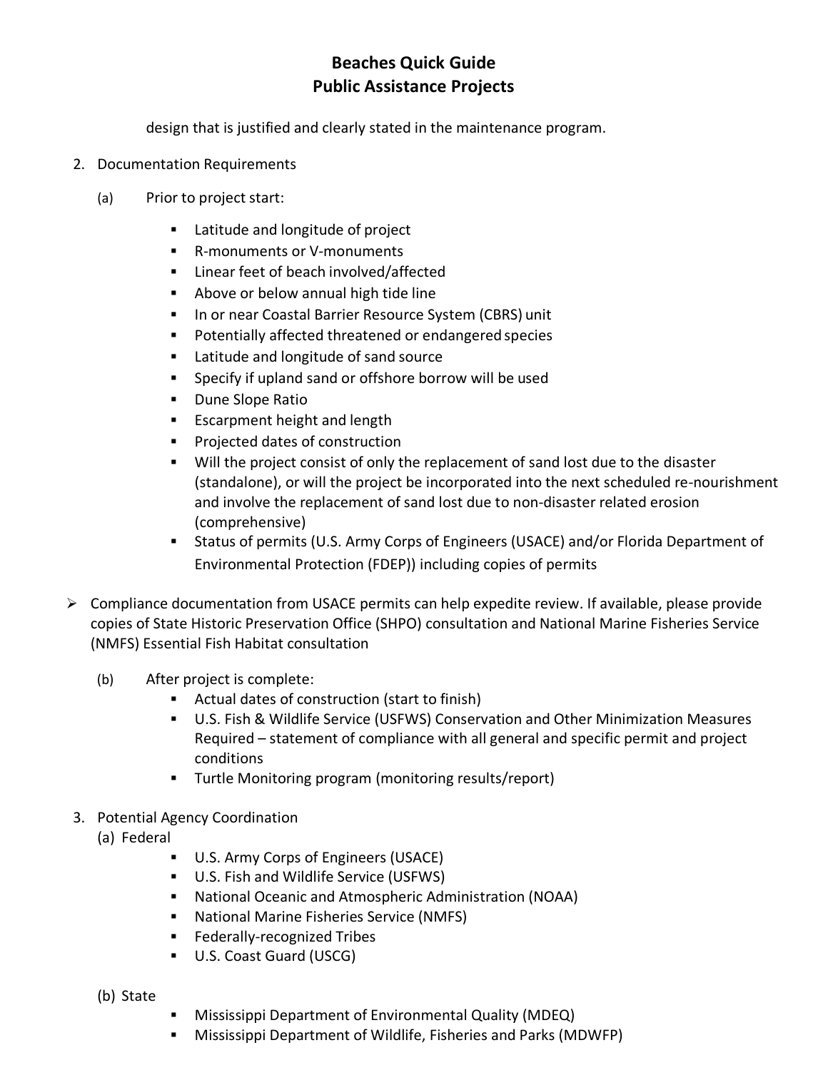design that is justified and clearly stated in the maintenance program.

2. Documentation Requirements

   (a) Prior to project start:

   - Latitude and longitude of project
   - R-monuments or V-monuments
   - Linear feet of beach involved/affected
   - Above or below annual high tide line
   - In or near Coastal Barrier Resource System (CBRS) unit
   - Potentially affected threatened or endangered species
   - Latitude and longitude of sand source
   - Specify if upland sand or offshore borrow will be used
   - Dune Slope Ratio
   - Escarpment height and length
   - Projected dates of construction
   - Will the project consist of only the replacement of sand lost due to the disaster (standalone), or will the project be incorporated into the next scheduled re-nourishment and involve the replacement of sand lost due to non-disaster related erosion (comprehensive)
   - Status of permits (U.S. Army Corps of Engineers (USACE) and/or Florida Department of Environmental Protection (FDEP)) including copies of permits

- Compliance documentation from USACE permits can help expedite review. If available, please provide copies of State Historic Preservation Office (SHPO) consultation and National Marine Fisheries Service (NMFS) Essential Fish Habitat consultation

   (b) After project is complete:

   - Actual dates of construction (start to finish)
   - U.S. Fish & Wildlife Service (USFWS) Conservation and Other Minimization Measures Required – statement of compliance with all general and specific permit and project conditions
   - Turtle Monitoring program (monitoring results/report)

3. Potential Agency Coordination

   (a) Federal

   - U.S. Army Corps of Engineers (USACE)
   - U.S. Fish and Wildlife Service (USFWS)
   - National Oceanic and Atmospheric Administration (NOAA)
   - National Marine Fisheries Service (NMFS)
   - Federally-recognized Tribes
   - U.S. Coast Guard (USCG)

   (b) State

   - Mississippi Department of Environmental Quality (MDEQ)
   - Mississippi Department of Wildlife, Fisheries and Parks (MDWFP)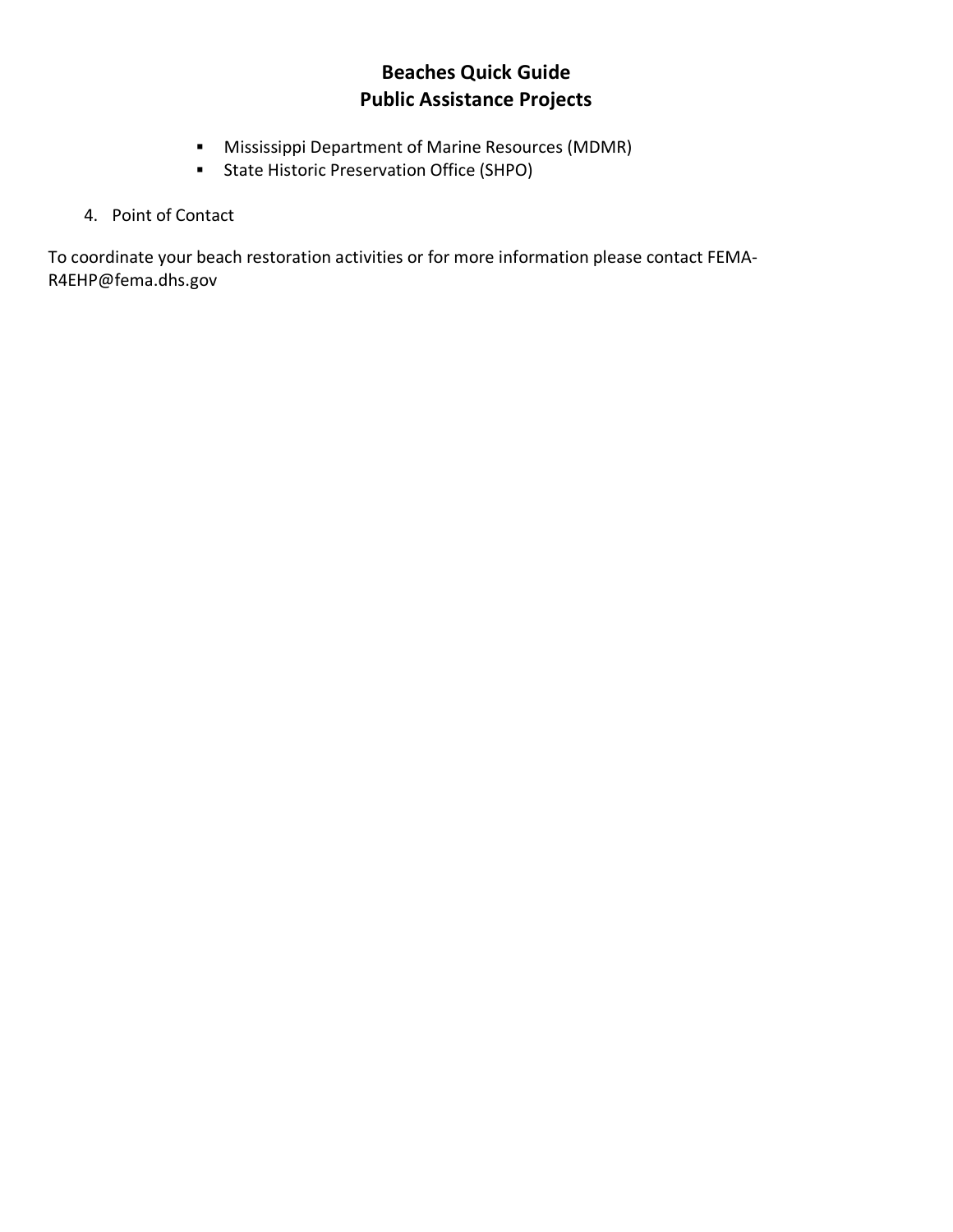- Mississippi Department of Marine Resources (MDMR)
- State Historic Preservation Office (SHPO)

4. Point of Contact

To coordinate your beach restoration activities or for more information please contact FEMA-R4EHP@fema.dhs.gov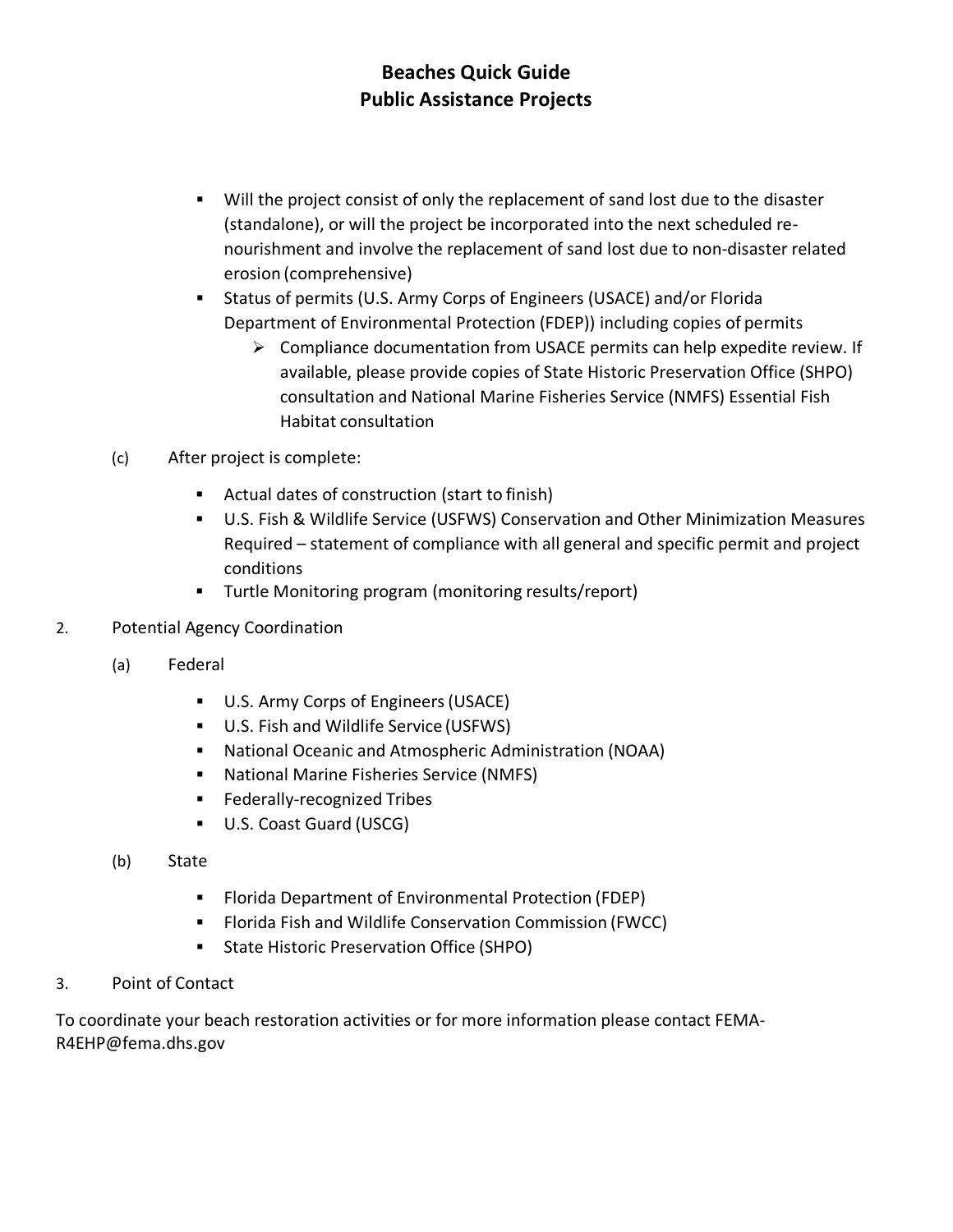- Will the project consist of only the replacement of sand lost due to the disaster (standalone), or will the project be incorporated into the next scheduled re-nourishment and involve the replacement of sand lost due to non-disaster related erosion (comprehensive)
- Status of permits (U.S. Army Corps of Engineers (USACE) and/or Florida Department of Environmental Protection (FDEP)) including copies of permits
  - Compliance documentation from USACE permits can help expedite review. If available, please provide copies of State Historic Preservation Office (SHPO) consultation and National Marine Fisheries Service (NMFS) Essential Fish Habitat consultation

(c) After project is complete:

- Actual dates of construction (start to finish)
- U.S. Fish & Wildlife Service (USFWS) Conservation and Other Minimization Measures Required – statement of compliance with all general and specific permit and project conditions
- Turtle Monitoring program (monitoring results/report)

2. Potential Agency Coordination

(a) Federal

- U.S. Army Corps of Engineers (USACE)
- U.S. Fish and Wildlife Service (USFWS)
- National Oceanic and Atmospheric Administration (NOAA)
- National Marine Fisheries Service (NMFS)
- Federally-recognized Tribes
- U.S. Coast Guard (USCG)

(b) State

- Florida Department of Environmental Protection (FDEP)
- Florida Fish and Wildlife Conservation Commission (FWCC)
- State Historic Preservation Office (SHPO)

3. Point of Contact

To coordinate your beach restoration activities or for more information please contact FEMA-R4EHP@fema.dhs.gov